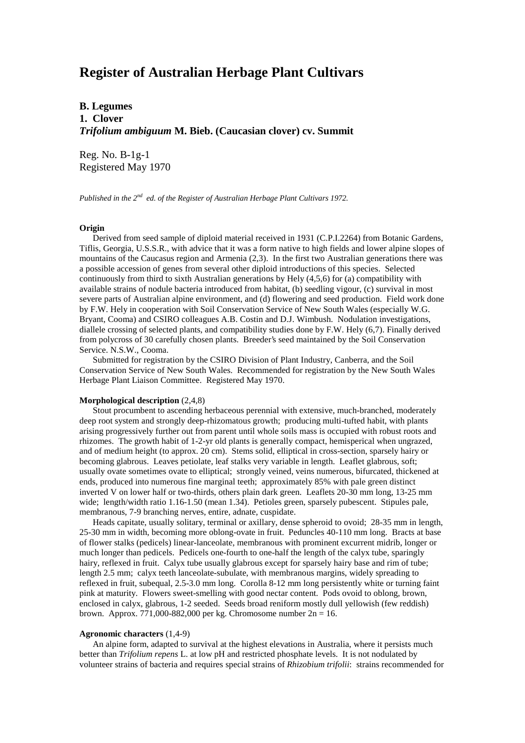# Register of Australian Herbage Plant Cultivars

**B. Legumes**
**1. Clover**
***Trifolium ambiguum* M. Bieb. (Caucasian clover) cv. Summit**

Reg. No. B-1g-1
Registered May 1970

*Published in the 2nd ed. of the Register of Australian Herbage Plant Cultivars 1972.*

**Origin**

Derived from seed sample of diploid material received in 1931 (C.P.I.2264) from Botanic Gardens, Tiflis, Georgia, U.S.S.R., with advice that it was a form native to high fields and lower alpine slopes of mountains of the Caucasus region and Armenia (2,3). In the first two Australian generations there was a possible accession of genes from several other diploid introductions of this species. Selected continuously from third to sixth Australian generations by Hely (4,5,6) for (a) compatibility with available strains of nodule bacteria introduced from habitat, (b) seedling vigour, (c) survival in most severe parts of Australian alpine environment, and (d) flowering and seed production. Field work done by F.W. Hely in cooperation with Soil Conservation Service of New South Wales (especially W.G. Bryant, Cooma) and CSIRO colleagues A.B. Costin and D.J. Wimbush. Nodulation investigations, diallele crossing of selected plants, and compatibility studies done by F.W. Hely (6,7). Finally derived from polycross of 30 carefully chosen plants. Breeder's seed maintained by the Soil Conservation Service. N.S.W., Cooma.

Submitted for registration by the CSIRO Division of Plant Industry, Canberra, and the Soil Conservation Service of New South Wales. Recommended for registration by the New South Wales Herbage Plant Liaison Committee. Registered May 1970.

**Morphological description** (2,4,8)

Stout procumbent to ascending herbaceous perennial with extensive, much-branched, moderately deep root system and strongly deep-rhizomatous growth; producing multi-tufted habit, with plants arising progressively further out from parent until whole soils mass is occupied with robust roots and rhizomes. The growth habit of 1-2-yr old plants is generally compact, hemisperical when ungrazed, and of medium height (to approx. 20 cm). Stems solid, elliptical in cross-section, sparsely hairy or becoming glabrous. Leaves petiolate, leaf stalks very variable in length. Leaflet glabrous, soft; usually ovate sometimes ovate to elliptical; strongly veined, veins numerous, bifurcated, thickened at ends, produced into numerous fine marginal teeth; approximately 85% with pale green distinct inverted V on lower half or two-thirds, others plain dark green. Leaflets 20-30 mm long, 13-25 mm wide; length/width ratio 1.16-1.50 (mean 1.34). Petioles green, sparsely pubescent. Stipules pale, membranous, 7-9 branching nerves, entire, adnate, cuspidate.

Heads capitate, usually solitary, terminal or axillary, dense spheroid to ovoid; 28-35 mm in length, 25-30 mm in width, becoming more oblong-ovate in fruit. Peduncles 40-110 mm long. Bracts at base of flower stalks (pedicels) linear-lanceolate, membranous with prominent excurrent midrib, longer or much longer than pedicels. Pedicels one-fourth to one-half the length of the calyx tube, sparingly hairy, reflexed in fruit. Calyx tube usually glabrous except for sparsely hairy base and rim of tube; length 2.5 mm; calyx teeth lanceolate-subulate, with membranous margins, widely spreading to reflexed in fruit, subequal, 2.5-3.0 mm long. Corolla 8-12 mm long persistently white or turning faint pink at maturity. Flowers sweet-smelling with good nectar content. Pods ovoid to oblong, brown, enclosed in calyx, glabrous, 1-2 seeded. Seeds broad reniform mostly dull yellowish (few reddish) brown. Approx. 771,000-882,000 per kg. Chromosome number 2n = 16.

**Agronomic characters** (1,4-9)

An alpine form, adapted to survival at the highest elevations in Australia, where it persists much better than *Trifolium repens* L. at low pH and restricted phosphate levels. It is not nodulated by volunteer strains of bacteria and requires special strains of *Rhizobium trifolii*: strains recommended for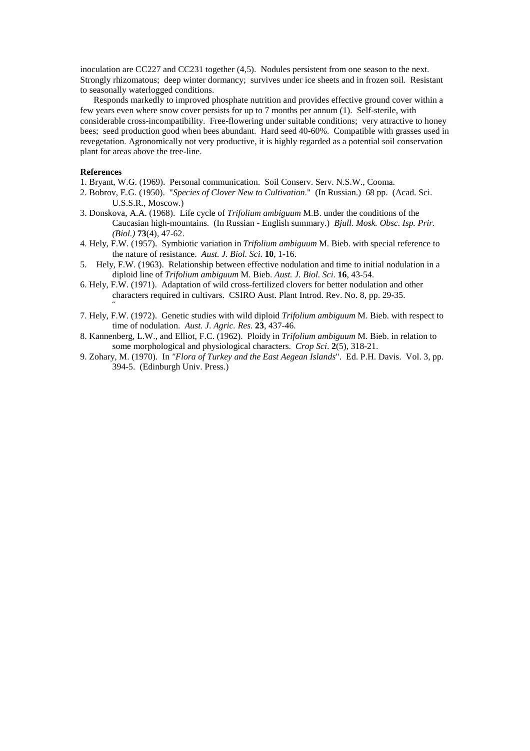inoculation are CC227 and CC231 together (4,5). Nodules persistent from one season to the next. Strongly rhizomatous; deep winter dormancy; survives under ice sheets and in frozen soil. Resistant to seasonally waterlogged conditions.

Responds markedly to improved phosphate nutrition and provides effective ground cover within a few years even where snow cover persists for up to 7 months per annum (1). Self-sterile, with considerable cross-incompatibility. Free-flowering under suitable conditions; very attractive to honey bees; seed production good when bees abundant. Hard seed 40-60%. Compatible with grasses used in revegetation. Agronomically not very productive, it is highly regarded as a potential soil conservation plant for areas above the tree-line.

**References**

1. Bryant, W.G. (1969). Personal communication. Soil Conserv. Serv. N.S.W., Cooma.
2. Bobrov, E.G. (1950). "*Species of Clover New to Cultivation*." (In Russian.) 68 pp. (Acad. Sci. U.S.S.R., Moscow.)
3. Donskova, A.A. (1968). Life cycle of *Trifolium ambiguum* M.B. under the conditions of the Caucasian high-mountains. (In Russian - English summary.) *Bjull. Mosk. Obsc. Isp. Prir. (Biol.)* **73**(4), 47-62.
4. Hely, F.W. (1957). Symbiotic variation in *Trifolium ambiguum* M. Bieb. with special reference to the nature of resistance. *Aust. J. Biol. Sci.* **10**, 1-16.
5. Hely, F.W. (1963). Relationship between effective nodulation and time to initial nodulation in a diploid line of *Trifolium ambiguum* M. Bieb. *Aust. J. Biol. Sci.* **16**, 43-54.
6. Hely, F.W. (1971). Adaptation of wild cross-fertilized clovers for better nodulation and other characters required in cultivars. CSIRO Aust. Plant Introd. Rev. No. 8, pp. 29-35.
7. Hely, F.W. (1972). Genetic studies with wild diploid *Trifolium ambiguum* M. Bieb. with respect to time of nodulation. *Aust. J. Agric. Res.* **23**, 437-46.
8. Kannenberg, L.W., and Elliot, F.C. (1962). Ploidy in *Trifolium ambiguum* M. Bieb. in relation to some morphological and physiological characters. *Crop Sci*. **2**(5), 318-21.
9. Zohary, M. (1970). In *"Flora of Turkey and the East Aegean Islands*". Ed. P.H. Davis. Vol. 3, pp. 394-5. (Edinburgh Univ. Press.)